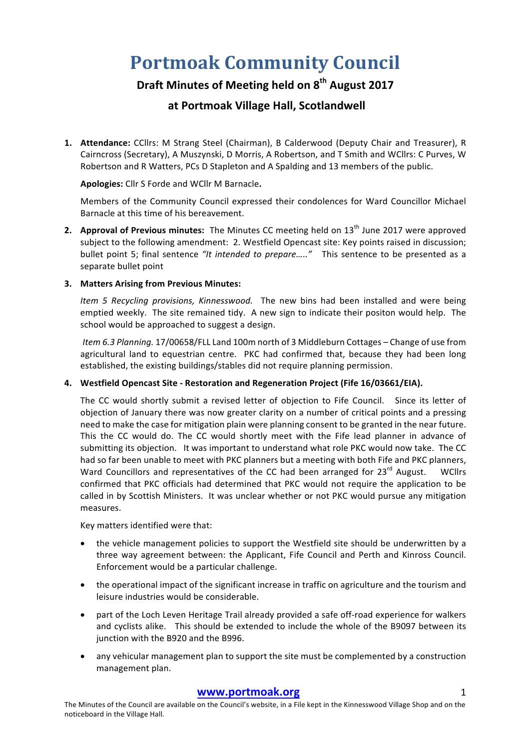# Portmoak Community Council

## Draft Minutes of Meeting held on 8th August 2017

## at Portmoak Village Hall, Scotlandwell

1. **Attendance:** CCllrs: M Strang Steel (Chairman), B Calderwood (Deputy Chair and Treasurer), R Cairncross (Secretary), A Muszynski, D Morris, A Robertson, and T Smith and WCllrs: C Purves, W Robertson and R Watters, PCs D Stapleton and A Spalding and 13 members of the public.

   **Apologies:** Cllr S Forde and WCllr M Barnacle**.**

   Members of the Community Council expressed their condolences for Ward Councillor Michael Barnacle at this time of his bereavement.

2. **Approval of Previous minutes:** The Minutes CC meeting held on 13th June 2017 were approved subject to the following amendment: 2. Westfield Opencast site: Key points raised in discussion; bullet point 5; final sentence *"It intended to prepare….."* This sentence to be presented as a separate bullet point

3. **Matters Arising from Previous Minutes:**

   *Item 5 Recycling provisions, Kinnesswood.* The new bins had been installed and were being emptied weekly. The site remained tidy. A new sign to indicate their positon would help. The school would be approached to suggest a design.

   *Item 6.3 Planning.* 17/00658/FLL Land 100m north of 3 Middleburn Cottages – Change of use from agricultural land to equestrian centre. PKC had confirmed that, because they had been long established, the existing buildings/stables did not require planning permission.

4. **Westfield Opencast Site - Restoration and Regeneration Project (Fife 16/03661/EIA).**

   The CC would shortly submit a revised letter of objection to Fife Council. Since its letter of objection of January there was now greater clarity on a number of critical points and a pressing need to make the case for mitigation plain were planning consent to be granted in the near future. This the CC would do. The CC would shortly meet with the Fife lead planner in advance of submitting its objection. It was important to understand what role PKC would now take. The CC had so far been unable to meet with PKC planners but a meeting with both Fife and PKC planners, Ward Councillors and representatives of the CC had been arranged for 23rd August. WCllrs confirmed that PKC officials had determined that PKC would not require the application to be called in by Scottish Ministers. It was unclear whether or not PKC would pursue any mitigation measures.

   Key matters identified were that:

   - the vehicle management policies to support the Westfield site should be underwritten by a three way agreement between: the Applicant, Fife Council and Perth and Kinross Council. Enforcement would be a particular challenge.
   - the operational impact of the significant increase in traffic on agriculture and the tourism and leisure industries would be considerable.
   - part of the Loch Leven Heritage Trail already provided a safe off-road experience for walkers and cyclists alike. This should be extended to include the whole of the B9097 between its junction with the B920 and the B996.
   - any vehicular management plan to support the site must be complemented by a construction management plan.

**www.portmoak.org**

The Minutes of the Council are available on the Council's website, in a File kept in the Kinnesswood Village Shop and on the noticeboard in the Village Hall.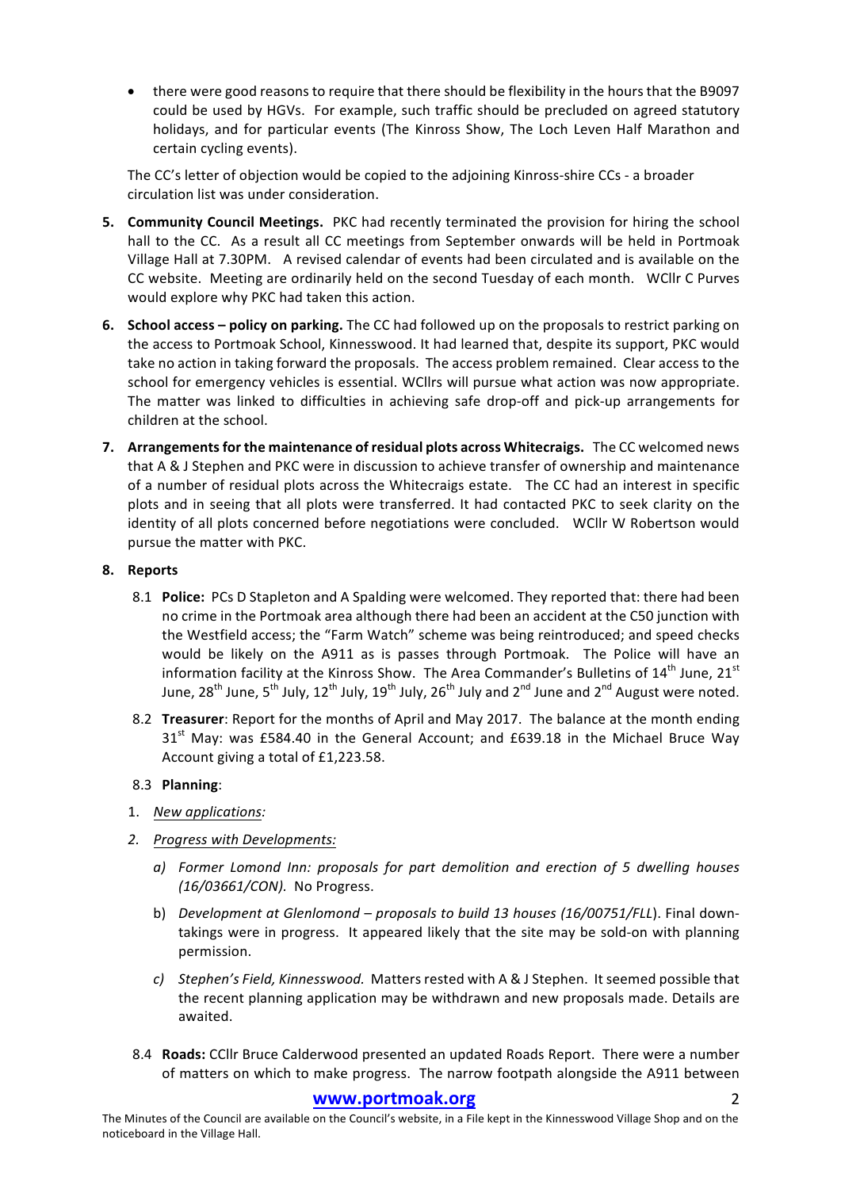- there were good reasons to require that there should be flexibility in the hours that the B9097 could be used by HGVs. For example, such traffic should be precluded on agreed statutory holidays, and for particular events (The Kinross Show, The Loch Leven Half Marathon and certain cycling events).

The CC's letter of objection would be copied to the adjoining Kinross-shire CCs - a broader circulation list was under consideration.

5. **Community Council Meetings.** PKC had recently terminated the provision for hiring the school hall to the CC. As a result all CC meetings from September onwards will be held in Portmoak Village Hall at 7.30PM. A revised calendar of events had been circulated and is available on the CC website. Meeting are ordinarily held on the second Tuesday of each month. WCllr C Purves would explore why PKC had taken this action.

6. **School access – policy on parking.** The CC had followed up on the proposals to restrict parking on the access to Portmoak School, Kinnesswood. It had learned that, despite its support, PKC would take no action in taking forward the proposals. The access problem remained. Clear access to the school for emergency vehicles is essential. WCllrs will pursue what action was now appropriate. The matter was linked to difficulties in achieving safe drop-off and pick-up arrangements for children at the school.

7. **Arrangements for the maintenance of residual plots across Whitecraigs.** The CC welcomed news that A & J Stephen and PKC were in discussion to achieve transfer of ownership and maintenance of a number of residual plots across the Whitecraigs estate. The CC had an interest in specific plots and in seeing that all plots were transferred. It had contacted PKC to seek clarity on the identity of all plots concerned before negotiations were concluded. WCllr W Robertson would pursue the matter with PKC.

8. **Reports**

   8.1 **Police:** PCs D Stapleton and A Spalding were welcomed. They reported that: there had been no crime in the Portmoak area although there had been an accident at the C50 junction with the Westfield access; the "Farm Watch" scheme was being reintroduced; and speed checks would be likely on the A911 as is passes through Portmoak. The Police will have an information facility at the Kinross Show. The Area Commander's Bulletins of 14th June, 21st June, 28th June, 5th July, 12th July, 19th July, 26th July and 2nd June and 2nd August were noted.

   8.2 **Treasurer**: Report for the months of April and May 2017. The balance at the month ending 31st May: was £584.40 in the General Account; and £639.18 in the Michael Bruce Way Account giving a total of £1,223.58.

   8.3 **Planning**:

   1. *New applications:*
   2. *Progress with Developments:*

      a) *Former Lomond Inn: proposals for part demolition and erection of 5 dwelling houses (16/03661/CON).* No Progress.

      b) *Development at Glenlomond – proposals to build 13 houses (16/00751/FLL*). Final down-takings were in progress. It appeared likely that the site may be sold-on with planning permission.

      c) *Stephen's Field, Kinnesswood.* Matters rested with A & J Stephen. It seemed possible that the recent planning application may be withdrawn and new proposals made. Details are awaited.

   8.4 **Roads:** CCllr Bruce Calderwood presented an updated Roads Report. There were a number of matters on which to make progress. The narrow footpath alongside the A911 between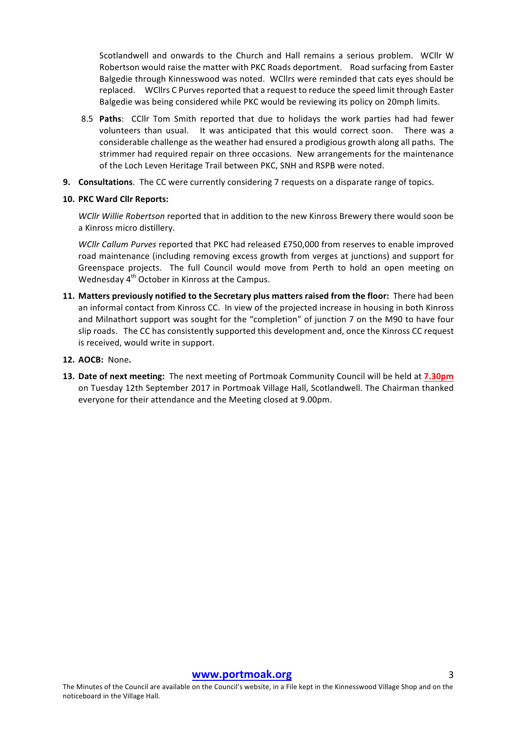Scotlandwell and onwards to the Church and Hall remains a serious problem. WCllr W Robertson would raise the matter with PKC Roads deportment. Road surfacing from Easter Balgedie through Kinnesswood was noted. WCllrs were reminded that cats eyes should be replaced. WCllrs C Purves reported that a request to reduce the speed limit through Easter Balgedie was being considered while PKC would be reviewing its policy on 20mph limits.

8.5 **Paths**: CCllr Tom Smith reported that due to holidays the work parties had had fewer volunteers than usual. It was anticipated that this would correct soon. There was a considerable challenge as the weather had ensured a prodigious growth along all paths. The strimmer had required repair on three occasions. New arrangements for the maintenance of the Loch Leven Heritage Trail between PKC, SNH and RSPB were noted.

9. **Consultations**. The CC were currently considering 7 requests on a disparate range of topics.

10. **PKC Ward Cllr Reports:**

    *WCllr Willie Robertson* reported that in addition to the new Kinross Brewery there would soon be a Kinross micro distillery.

    *WCllr Callum Purves* reported that PKC had released £750,000 from reserves to enable improved road maintenance (including removing excess growth from verges at junctions) and support for Greenspace projects. The full Council would move from Perth to hold an open meeting on Wednesday 4th October in Kinross at the Campus.

11. **Matters previously notified to the Secretary plus matters raised from the floor:** There had been an informal contact from Kinross CC. In view of the projected increase in housing in both Kinross and Milnathort support was sought for the "completion" of junction 7 on the M90 to have four slip roads. The CC has consistently supported this development and, once the Kinross CC request is received, would write in support.

12. **AOCB:** None**.**

13. **Date of next meeting:** The next meeting of Portmoak Community Council will be held at **7.30pm** on Tuesday 12th September 2017 in Portmoak Village Hall, Scotlandwell. The Chairman thanked everyone for their attendance and the Meeting closed at 9.00pm.

**www.portmoak.org**

The Minutes of the Council are available on the Council's website, in a File kept in the Kinnesswood Village Shop and on the noticeboard in the Village Hall.